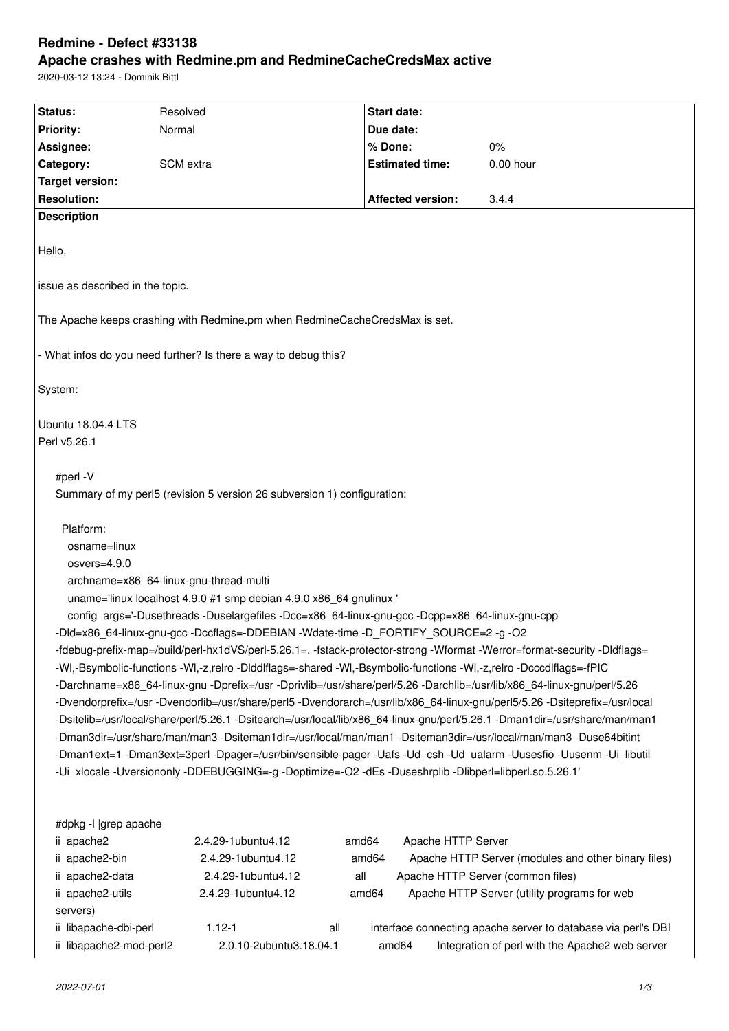# Redmine - Defect #33138

## Apache crashes with Redmine.pm and RedmineCacheCredsMax active

2020-03-12 13:24 - Dominik Bittl

| Status: | Resolved | Start date: | |
|---|---|---|---|
| Priority: | Normal | Due date: | |
| Assignee: | | % Done: | 0% |
| Category: | SCM extra | Estimated time: | 0.00 hour |
| Target version: | | | |
| Resolution: | | Affected version: | 3.4.4 |

**Description**

Hello,

issue as described in the topic.

The Apache keeps crashing with Redmine.pm when RedmineCacheCredsMax is set.

- What infos do you need further? Is there a way to debug this?

System:

Ubuntu 18.04.4 LTS
Perl v5.26.1

```
#perl -V
Summary of my perl5 (revision 5 version 26 subversion 1) configuration:

  Platform:
    osname=linux
    osvers=4.9.0
    archname=x86_64-linux-gnu-thread-multi
    uname='linux localhost 4.9.0 #1 smp debian 4.9.0 x86_64 gnulinux '
    config_args='-Dusethreads -Duselargefiles -Dcc=x86_64-linux-gnu-gcc -Dcpp=x86_64-linux-gnu-cpp
-Dld=x86_64-linux-gnu-gcc -Dccflags=-DDEBIAN -Wdate-time -D_FORTIFY_SOURCE=2 -g -O2
-fdebug-prefix-map=/build/perl-hx1dVS/perl-5.26.1=. -fstack-protector-strong -Wformat -Werror=format-security -Dldflags=
-Wl,-Bsymbolic-functions -Wl,-z,relro -Dlddlflags=-shared -Wl,-Bsymbolic-functions -Wl,-z,relro -Dcccdlflags=-fPIC
-Darchname=x86_64-linux-gnu -Dprefix=/usr -Dprivlib=/usr/share/perl/5.26 -Darchlib=/usr/lib/x86_64-linux-gnu/perl/5.26
-Dvendorprefix=/usr -Dvendorlib=/usr/share/perl5 -Dvendorarch=/usr/lib/x86_64-linux-gnu/perl5/5.26 -Dsiteprefix=/usr/local
-Dsitelib=/usr/local/share/perl/5.26.1 -Dsitearch=/usr/local/lib/x86_64-linux-gnu/perl/5.26.1 -Dman1dir=/usr/share/man/man1
-Dman3dir=/usr/share/man/man3 -Dsiteman1dir=/usr/local/man/man1 -Dsiteman3dir=/usr/local/man/man3 -Duse64bitint
-Dman1ext=1 -Dman3ext=3perl -Dpager=/usr/bin/sensible-pager -Uafs -Ud_csh -Ud_ualarm -Uusesfio -Uusenm -Ui_libutil
-Ui_xlocale -Uversiononly -DDEBUGGING=-g -Doptimize=-O2 -dEs -Duseshrplib -Dlibperl=libperl.so.5.26.1'


#dpkg -l |grep apache
ii  apache2                2.4.29-1ubuntu4.12        amd64     Apache HTTP Server
ii  apache2-bin            2.4.29-1ubuntu4.12        amd64     Apache HTTP Server (modules and other binary files)
ii  apache2-data           2.4.29-1ubuntu4.12        all       Apache HTTP Server (common files)
ii  apache2-utils          2.4.29-1ubuntu4.12        amd64     Apache HTTP Server (utility programs for web servers)
ii  libapache-dbi-perl     1.12-1                    all       interface connecting apache server to database via perl's DBI
ii  libapache2-mod-perl2   2.0.10-2ubuntu3.18.04.1   amd64     Integration of perl with the Apache2 web server
```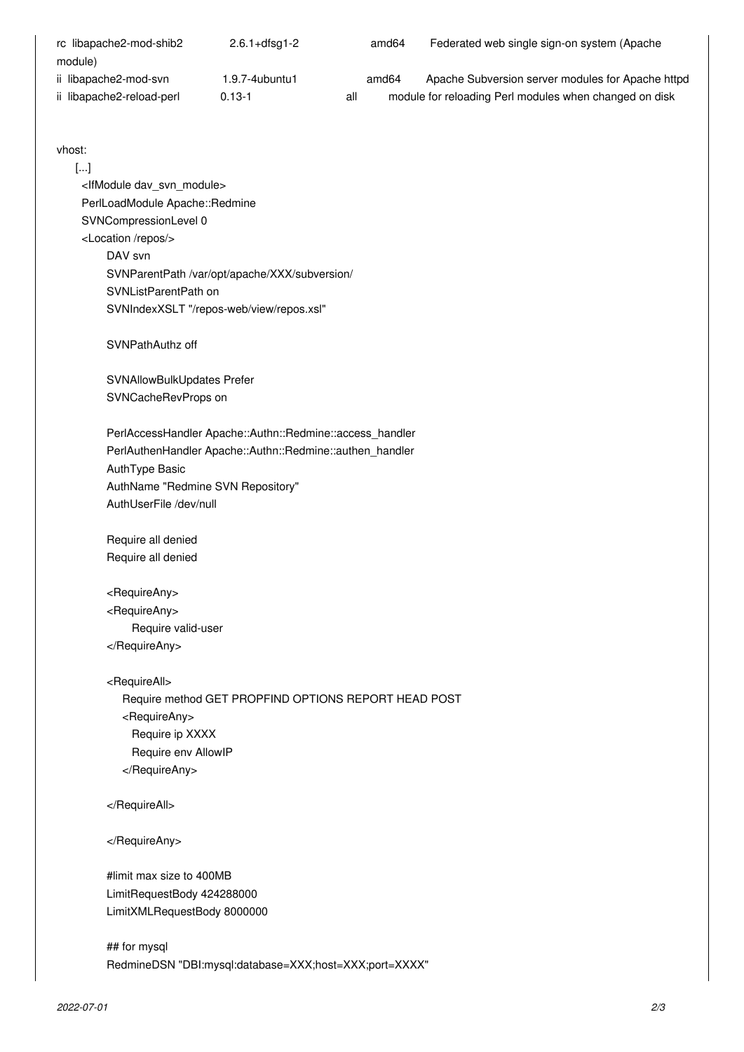```
rc  libapache2-mod-shib2           2.6.1+dfsg1-2              amd64        Federated web single sign-on system (Apache module)
ii  libapache2-mod-svn             1.9.7-4ubuntu1             amd64        Apache Subversion server modules for Apache httpd
ii  libapache2-reload-perl         0.13-1                     all          module for reloading Perl modules when changed on disk
```

vhost:

```
    [...]
    <IfModule dav_svn_module>
    PerlLoadModule Apache::Redmine
    SVNCompressionLevel 0
    <Location /repos/>
        DAV svn
        SVNParentPath /var/opt/apache/XXX/subversion/
        SVNListParentPath on
        SVNIndexXSLT "/repos-web/view/repos.xsl"

        SVNPathAuthz off

        SVNAllowBulkUpdates Prefer
        SVNCacheRevProps on

        PerlAccessHandler Apache::Authn::Redmine::access_handler
        PerlAuthenHandler Apache::Authn::Redmine::authen_handler
        AuthType Basic
        AuthName "Redmine SVN Repository"
        AuthUserFile /dev/null

        Require all denied
        Require all denied

        <RequireAny>
        <RequireAny>
            Require valid-user
        </RequireAny>

        <RequireAll>
          Require method GET PROPFIND OPTIONS REPORT HEAD POST
          <RequireAny>
            Require ip XXXX
            Require env AllowIP
          </RequireAny>

        </RequireAll>

        </RequireAny>

        #limit max size to 400MB
        LimitRequestBody 424288000
        LimitXMLRequestBody 8000000

        ## for mysql
        RedmineDSN "DBI:mysql:database=XXX;host=XXX;port=XXXX"
```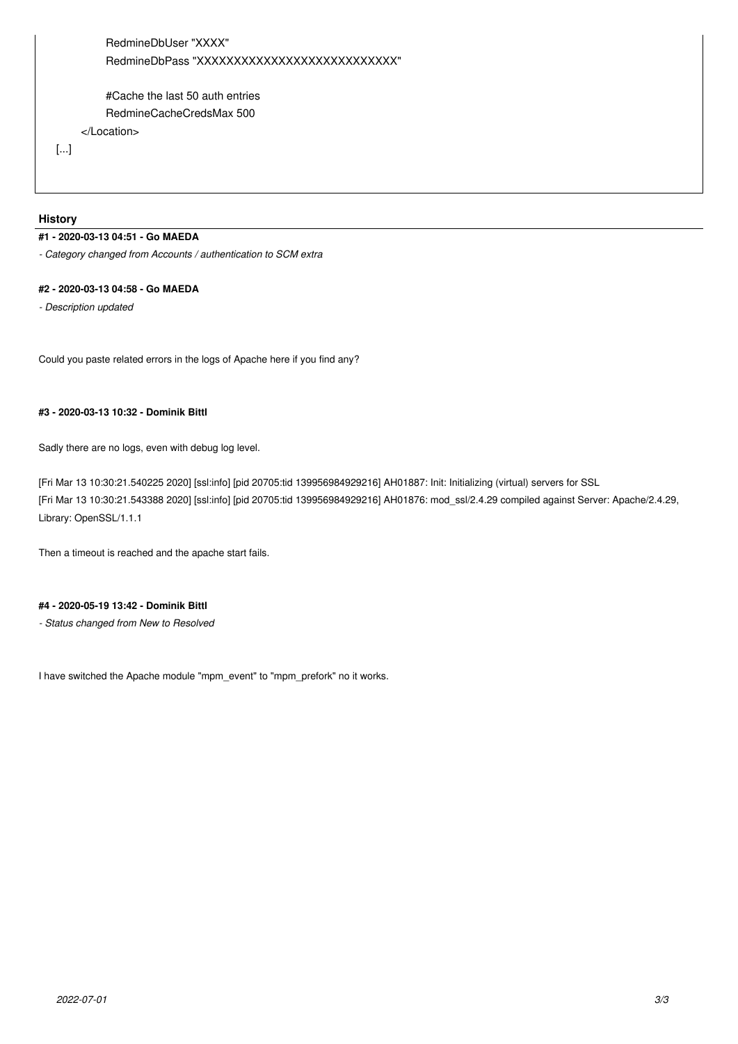```
        RedmineDbUser "XXXX"
        RedmineDbPass "XXXXXXXXXXXXXXXXXXXXXXXXXX"

        #Cache the last 50 auth entries
        RedmineCacheCredsMax 500
    </Location>
[...]
```

## History

### #1 - 2020-03-13 04:51 - Go MAEDA

*- Category changed from Accounts / authentication to SCM extra*

### #2 - 2020-03-13 04:58 - Go MAEDA

*- Description updated*

Could you paste related errors in the logs of Apache here if you find any?

### #3 - 2020-03-13 10:32 - Dominik Bittl

Sadly there are no logs, even with debug log level.

[Fri Mar 13 10:30:21.540225 2020] [ssl:info] [pid 20705:tid 139956984929216] AH01887: Init: Initializing (virtual) servers for SSL
[Fri Mar 13 10:30:21.543388 2020] [ssl:info] [pid 20705:tid 139956984929216] AH01876: mod_ssl/2.4.29 compiled against Server: Apache/2.4.29, Library: OpenSSL/1.1.1

Then a timeout is reached and the apache start fails.

### #4 - 2020-05-19 13:42 - Dominik Bittl

*- Status changed from New to Resolved*

I have switched the Apache module "mpm_event" to "mpm_prefork" no it works.